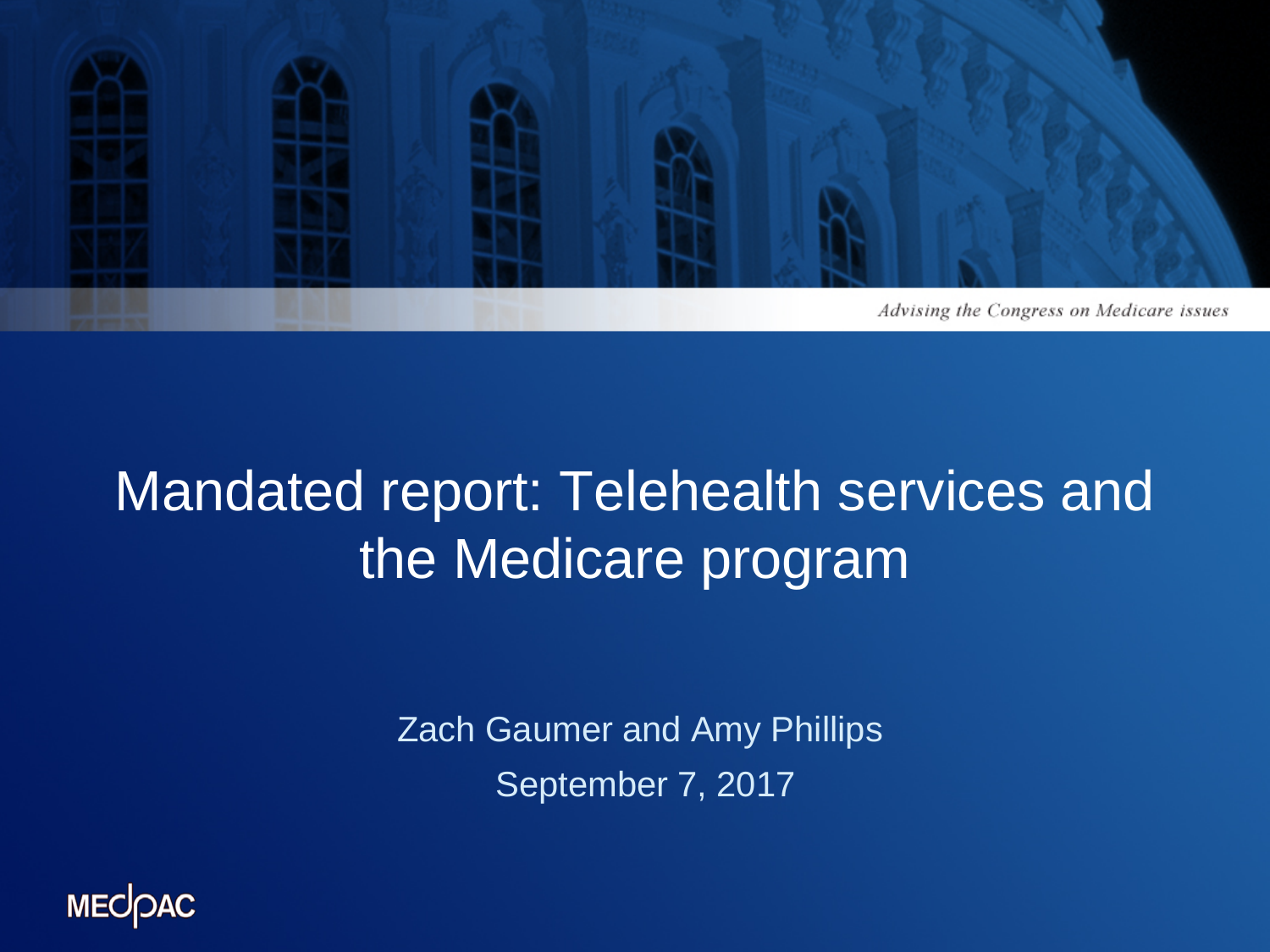*Advising the Congress on Medicare issues*

# Mandated report: Telehealth services and the Medicare program

Zach Gaumer and Amy Phillips

September 7, 2017

MEDPAC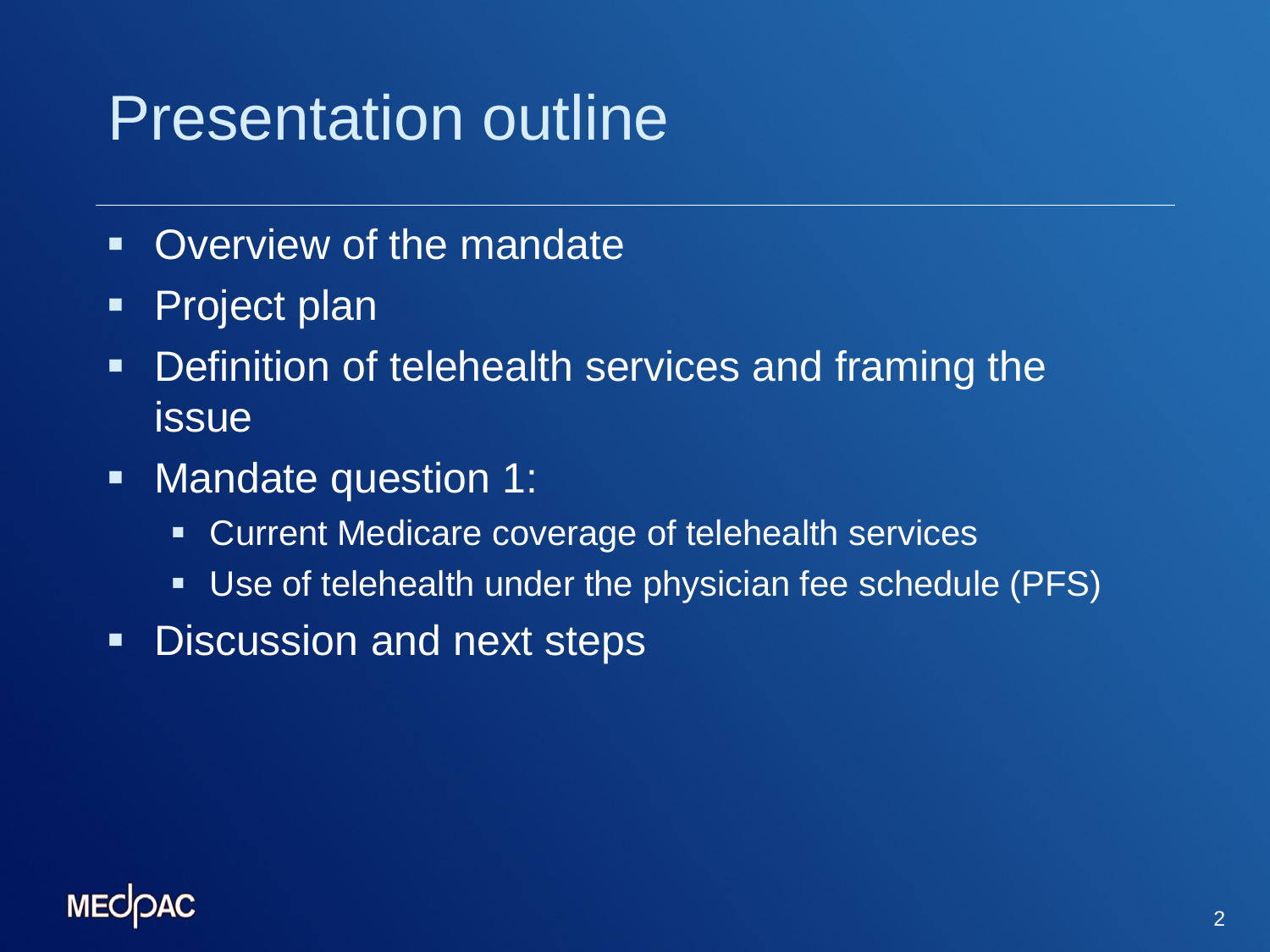# Presentation outline

- Overview of the mandate
- Project plan
- Definition of telehealth services and framing the issue
- Mandate question 1:
  - Current Medicare coverage of telehealth services
  - Use of telehealth under the physician fee schedule (PFS)
- Discussion and next steps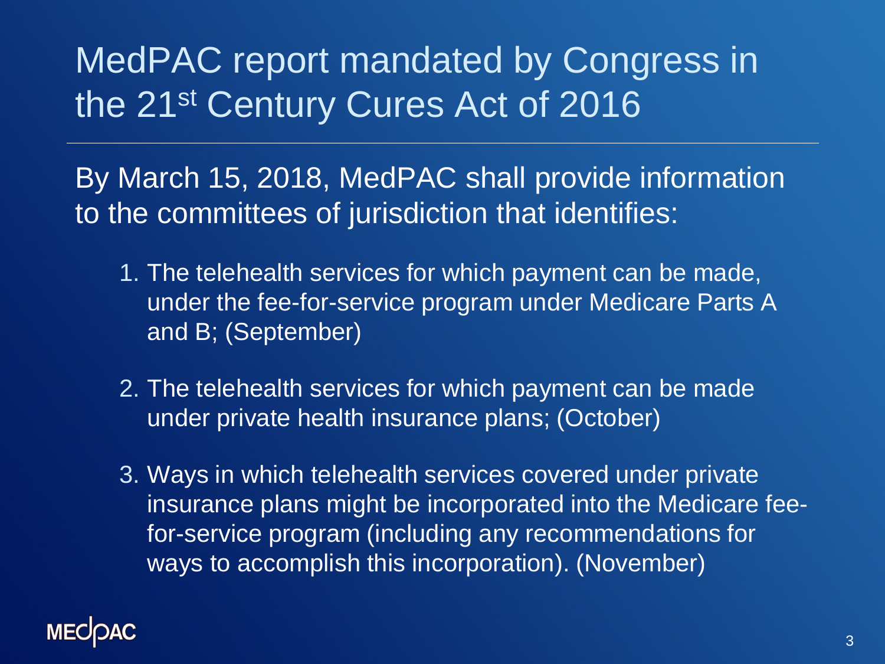# MedPAC report mandated by Congress in the 21st Century Cures Act of 2016

By March 15, 2018, MedPAC shall provide information to the committees of jurisdiction that identifies:

1. The telehealth services for which payment can be made, under the fee-for-service program under Medicare Parts A and B; (September)
2. The telehealth services for which payment can be made under private health insurance plans; (October)
3. Ways in which telehealth services covered under private insurance plans might be incorporated into the Medicare fee-for-service program (including any recommendations for ways to accomplish this incorporation). (November)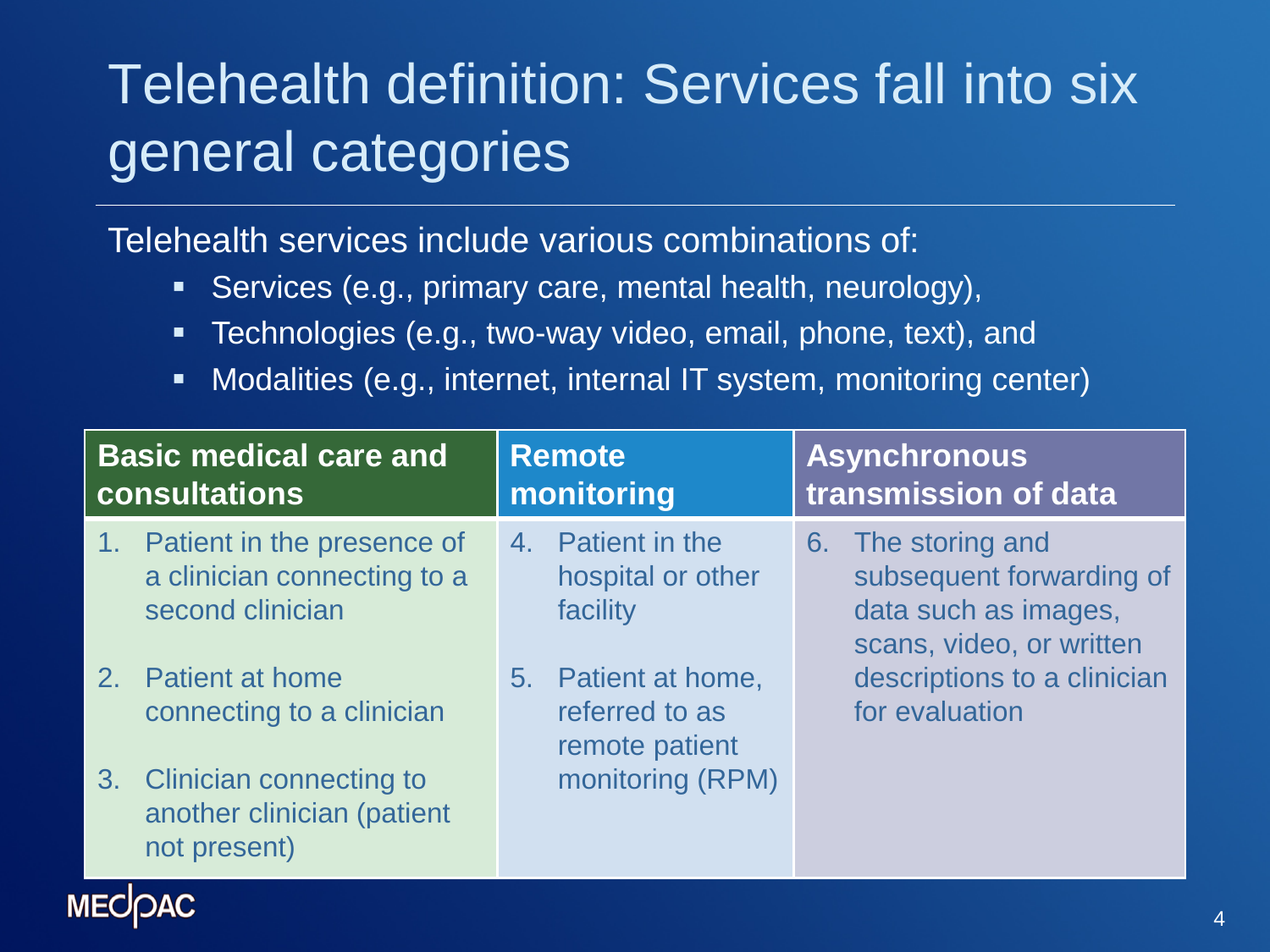# Telehealth definition: Services fall into six general categories

Telehealth services include various combinations of:

- Services (e.g., primary care, mental health, neurology),
- Technologies (e.g., two-way video, email, phone, text), and
- Modalities (e.g., internet, internal IT system, monitoring center)

| Basic medical care and consultations | Remote monitoring | Asynchronous transmission of data |
|---|---|---|
| 1. Patient in the presence of a clinician connecting to a second clinician<br>2. Patient at home connecting to a clinician<br>3. Clinician connecting to another clinician (patient not present) | 4. Patient in the hospital or other facility<br>5. Patient at home, referred to as remote patient monitoring (RPM) | 6. The storing and subsequent forwarding of data such as images, scans, video, or written descriptions to a clinician for evaluation |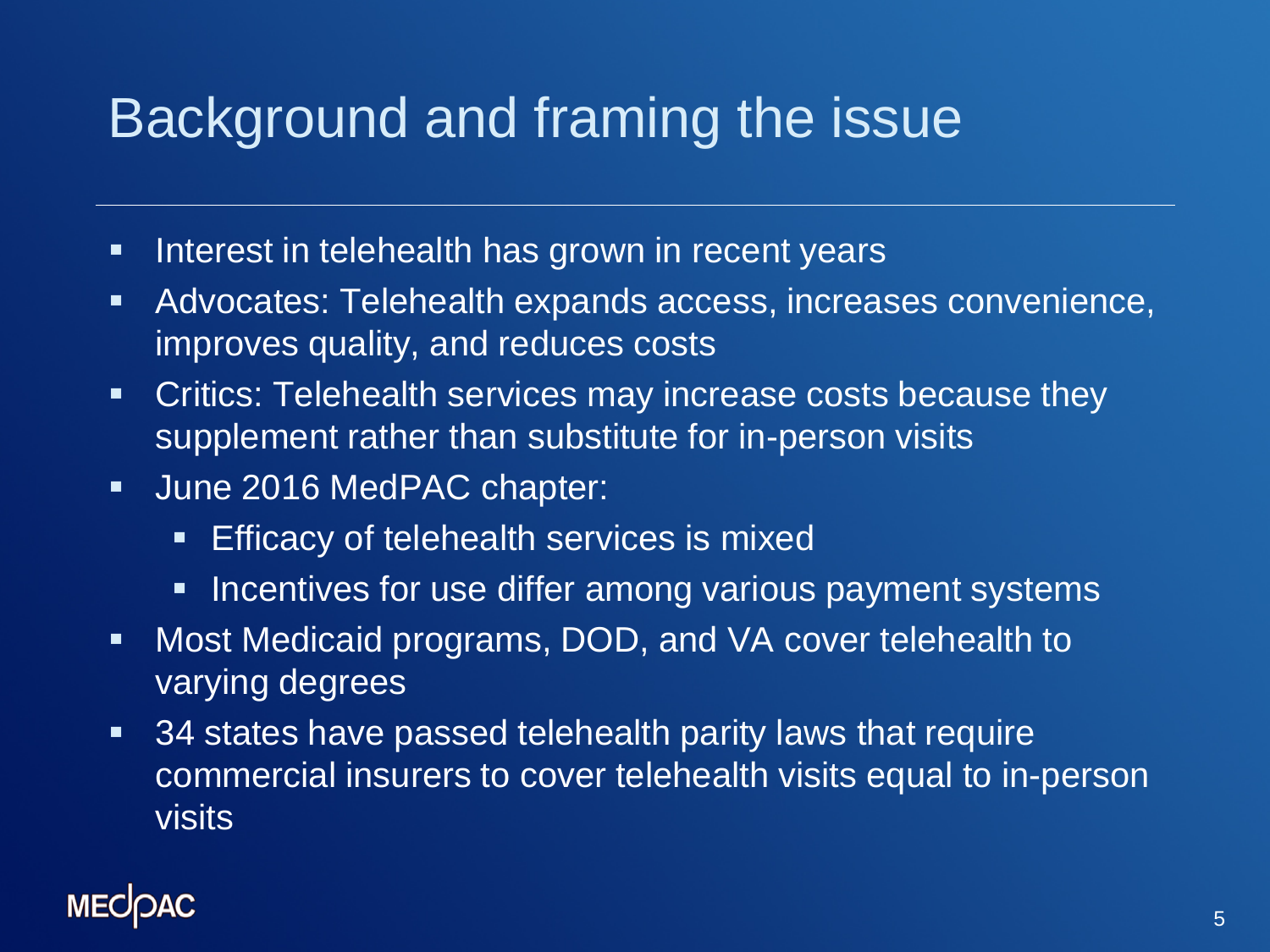# Background and framing the issue

- Interest in telehealth has grown in recent years
- Advocates: Telehealth expands access, increases convenience, improves quality, and reduces costs
- Critics: Telehealth services may increase costs because they supplement rather than substitute for in-person visits
- June 2016 MedPAC chapter:
  - Efficacy of telehealth services is mixed
  - Incentives for use differ among various payment systems
- Most Medicaid programs, DOD, and VA cover telehealth to varying degrees
- 34 states have passed telehealth parity laws that require commercial insurers to cover telehealth visits equal to in-person visits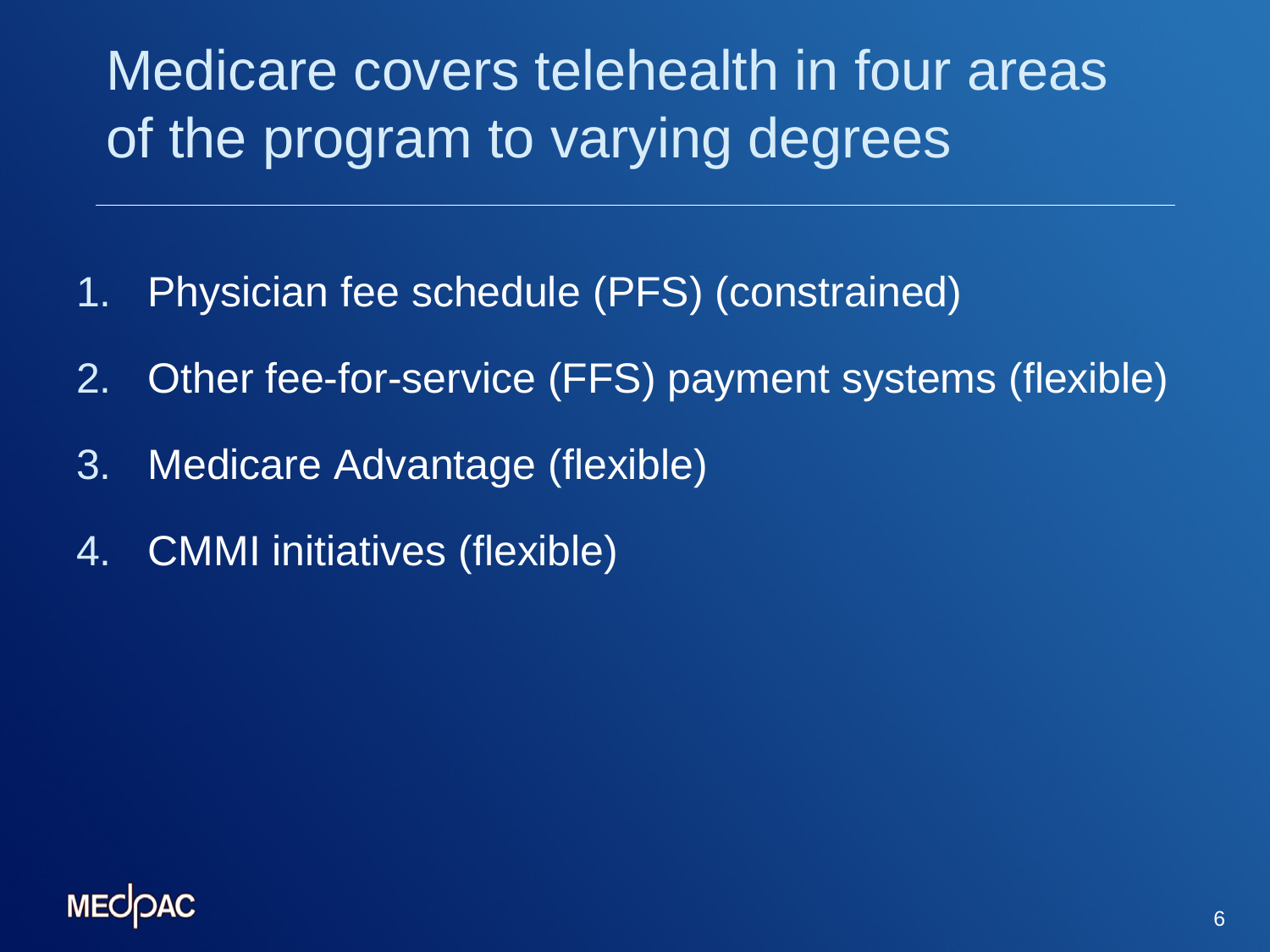# Medicare covers telehealth in four areas of the program to varying degrees

1. Physician fee schedule (PFS) (constrained)
2. Other fee-for-service (FFS) payment systems (flexible)
3. Medicare Advantage (flexible)
4. CMMI initiatives (flexible)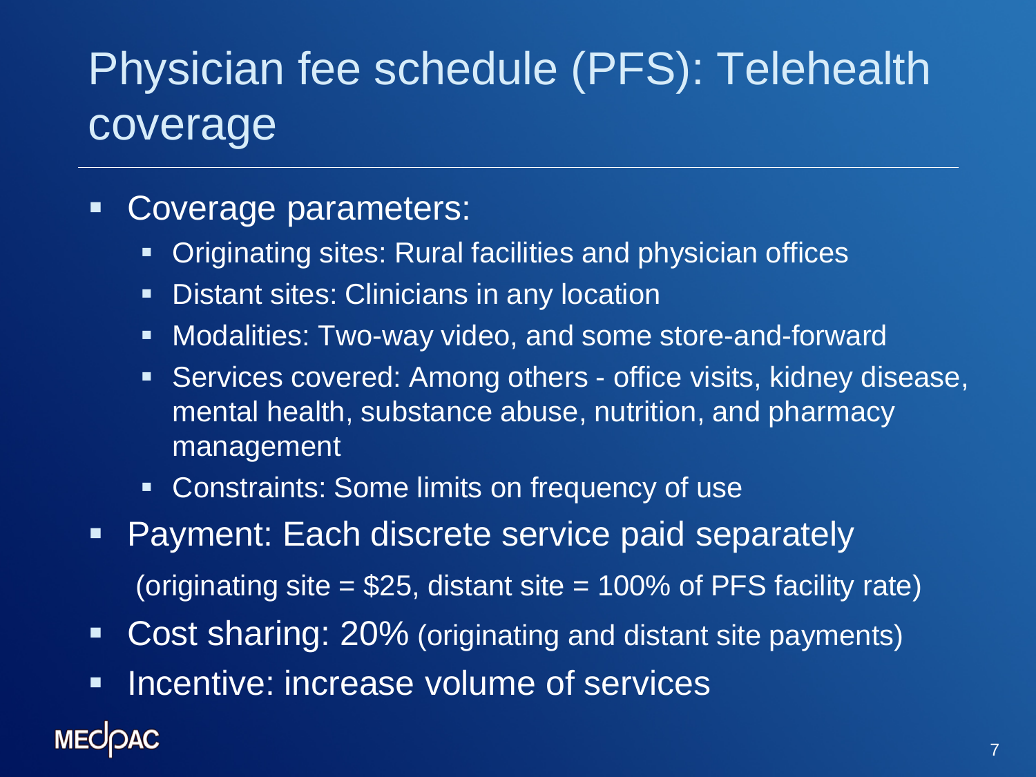# Physician fee schedule (PFS): Telehealth coverage

- Coverage parameters:
  - Originating sites: Rural facilities and physician offices
  - Distant sites: Clinicians in any location
  - Modalities: Two-way video, and some store-and-forward
  - Services covered: Among others - office visits, kidney disease, mental health, substance abuse, nutrition, and pharmacy management
  - Constraints: Some limits on frequency of use
- Payment: Each discrete service paid separately

  (originating site = $25, distant site = 100% of PFS facility rate)
- Cost sharing: 20% (originating and distant site payments)
- Incentive: increase volume of services

MEDPAC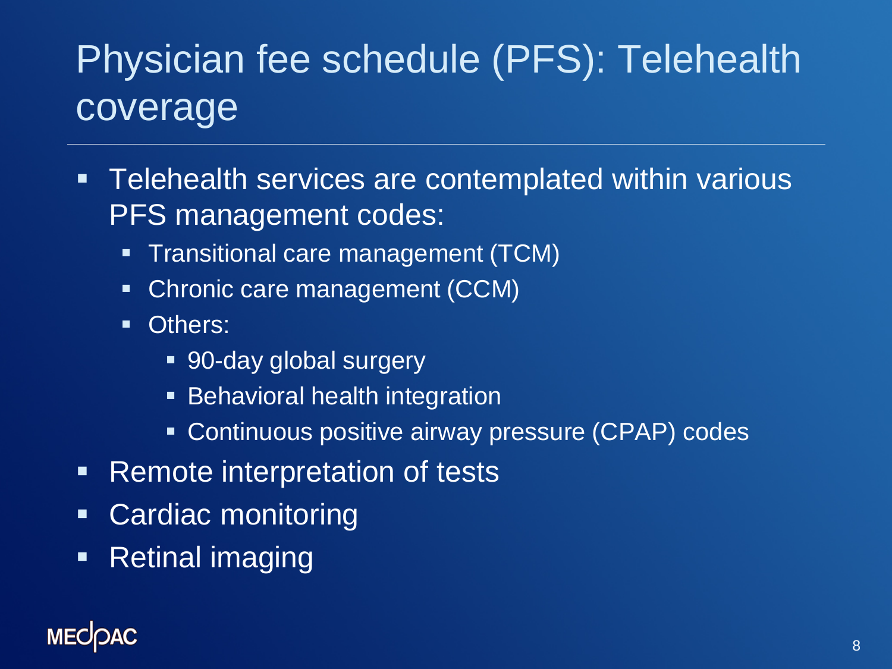# Physician fee schedule (PFS): Telehealth coverage

- Telehealth services are contemplated within various PFS management codes:
  - Transitional care management (TCM)
  - Chronic care management (CCM)
  - Others:
    - 90-day global surgery
    - Behavioral health integration
    - Continuous positive airway pressure (CPAP) codes
- Remote interpretation of tests
- Cardiac monitoring
- Retinal imaging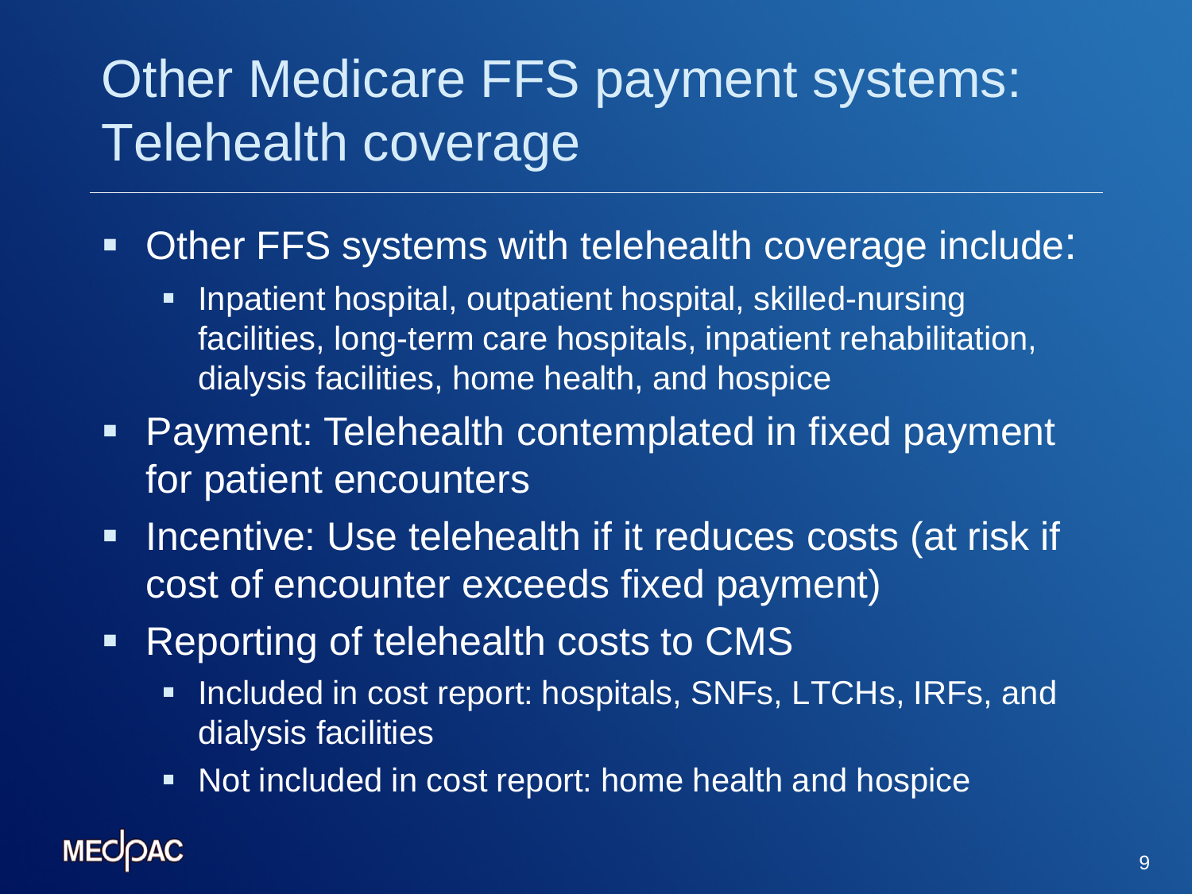# Other Medicare FFS payment systems: Telehealth coverage

- Other FFS systems with telehealth coverage include:
  - Inpatient hospital, outpatient hospital, skilled-nursing facilities, long-term care hospitals, inpatient rehabilitation, dialysis facilities, home health, and hospice
- Payment: Telehealth contemplated in fixed payment for patient encounters
- Incentive: Use telehealth if it reduces costs (at risk if cost of encounter exceeds fixed payment)
- Reporting of telehealth costs to CMS
  - Included in cost report: hospitals, SNFs, LTCHs, IRFs, and dialysis facilities
  - Not included in cost report: home health and hospice

MEDPAC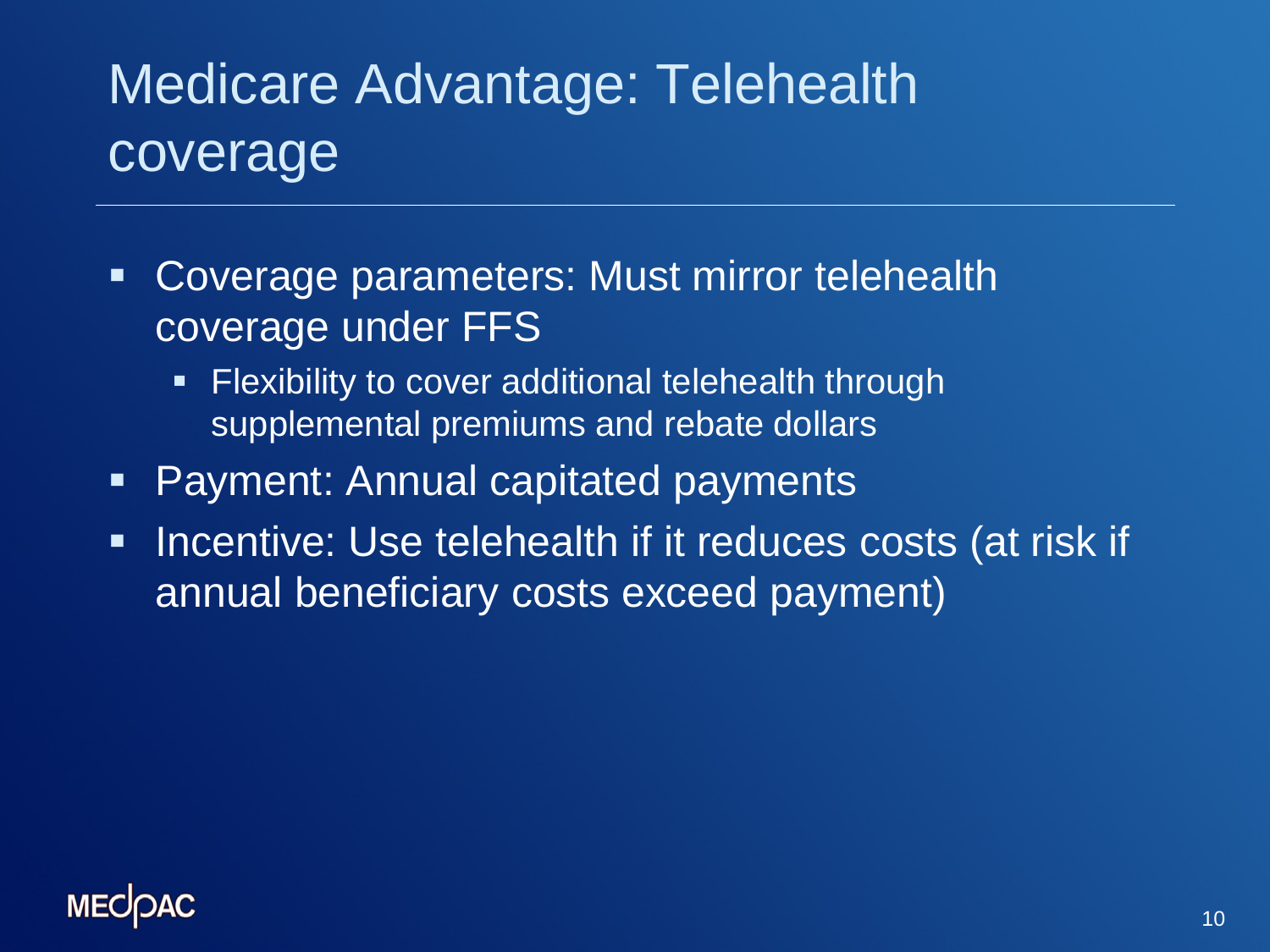# Medicare Advantage: Telehealth coverage

- Coverage parameters: Must mirror telehealth coverage under FFS
  - Flexibility to cover additional telehealth through supplemental premiums and rebate dollars
- Payment: Annual capitated payments
- Incentive: Use telehealth if it reduces costs (at risk if annual beneficiary costs exceed payment)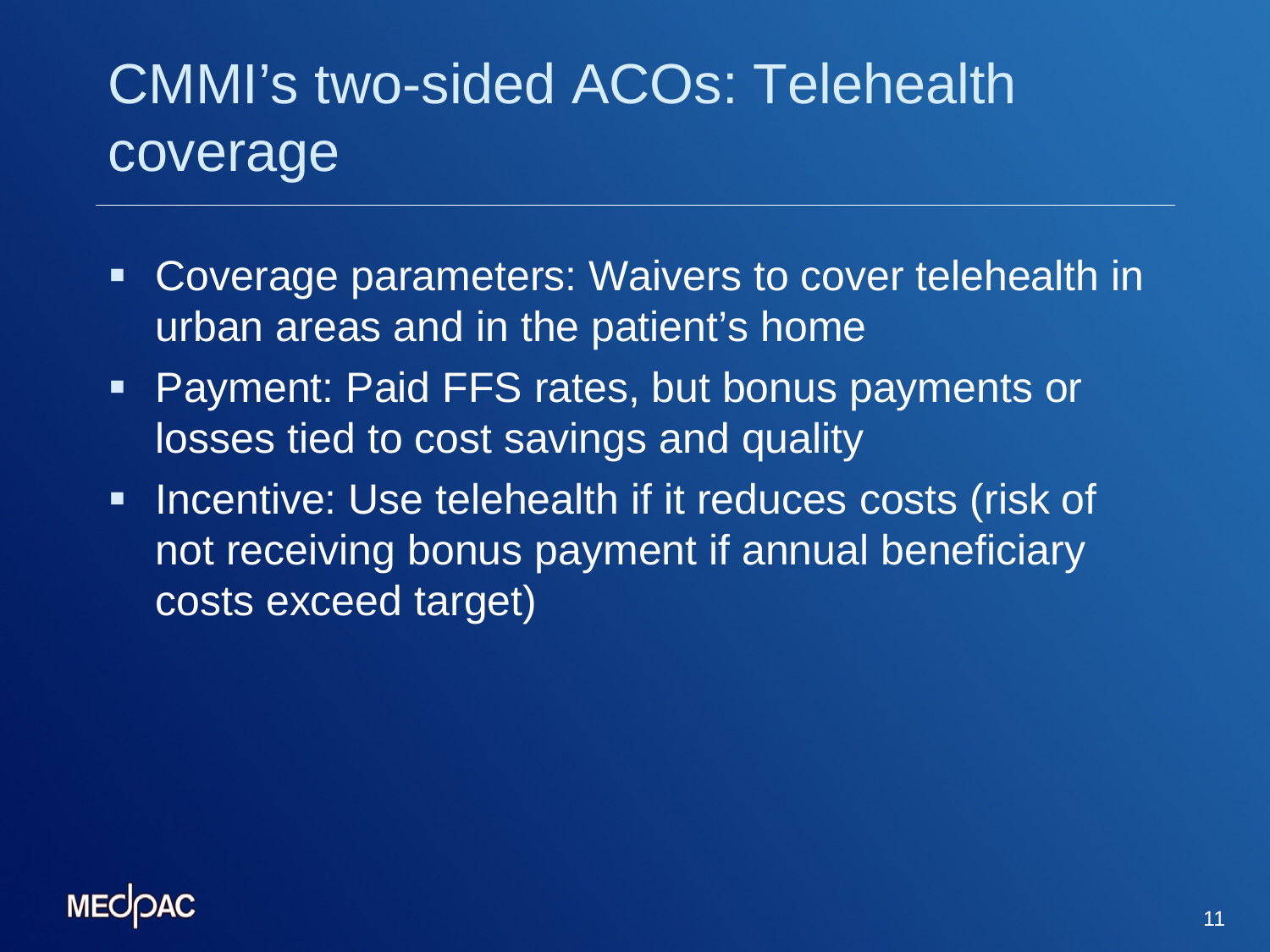# CMMI's two-sided ACOs: Telehealth coverage

- Coverage parameters: Waivers to cover telehealth in urban areas and in the patient's home
- Payment: Paid FFS rates, but bonus payments or losses tied to cost savings and quality
- Incentive: Use telehealth if it reduces costs (risk of not receiving bonus payment if annual beneficiary costs exceed target)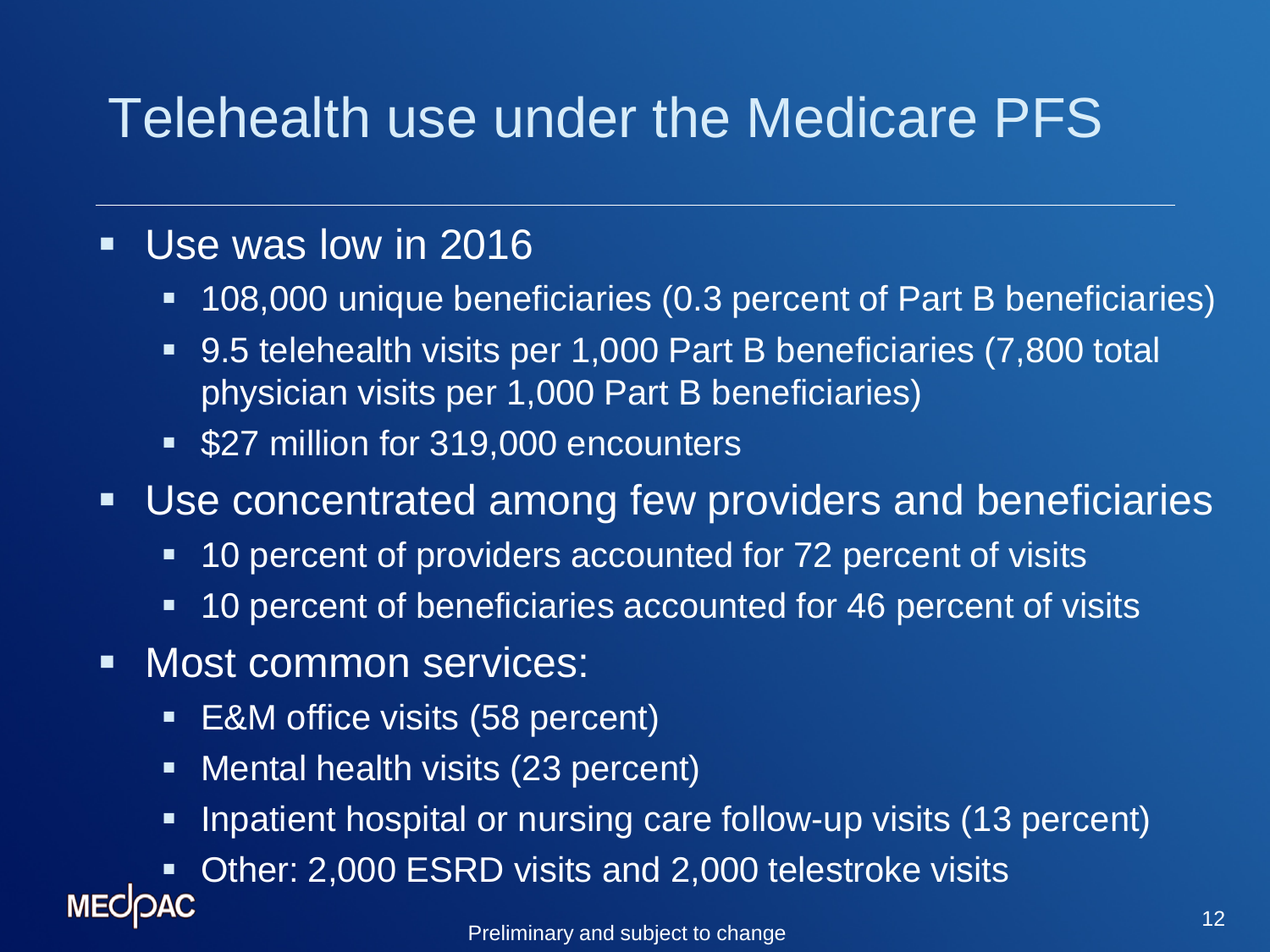# Telehealth use under the Medicare PFS

- Use was low in 2016
  - 108,000 unique beneficiaries (0.3 percent of Part B beneficiaries)
  - 9.5 telehealth visits per 1,000 Part B beneficiaries (7,800 total physician visits per 1,000 Part B beneficiaries)
  - $27 million for 319,000 encounters
- Use concentrated among few providers and beneficiaries
  - 10 percent of providers accounted for 72 percent of visits
  - 10 percent of beneficiaries accounted for 46 percent of visits
- Most common services:
  - E&M office visits (58 percent)
  - Mental health visits (23 percent)
  - Inpatient hospital or nursing care follow-up visits (13 percent)
  - Other: 2,000 ESRD visits and 2,000 telestroke visits

Preliminary and subject to change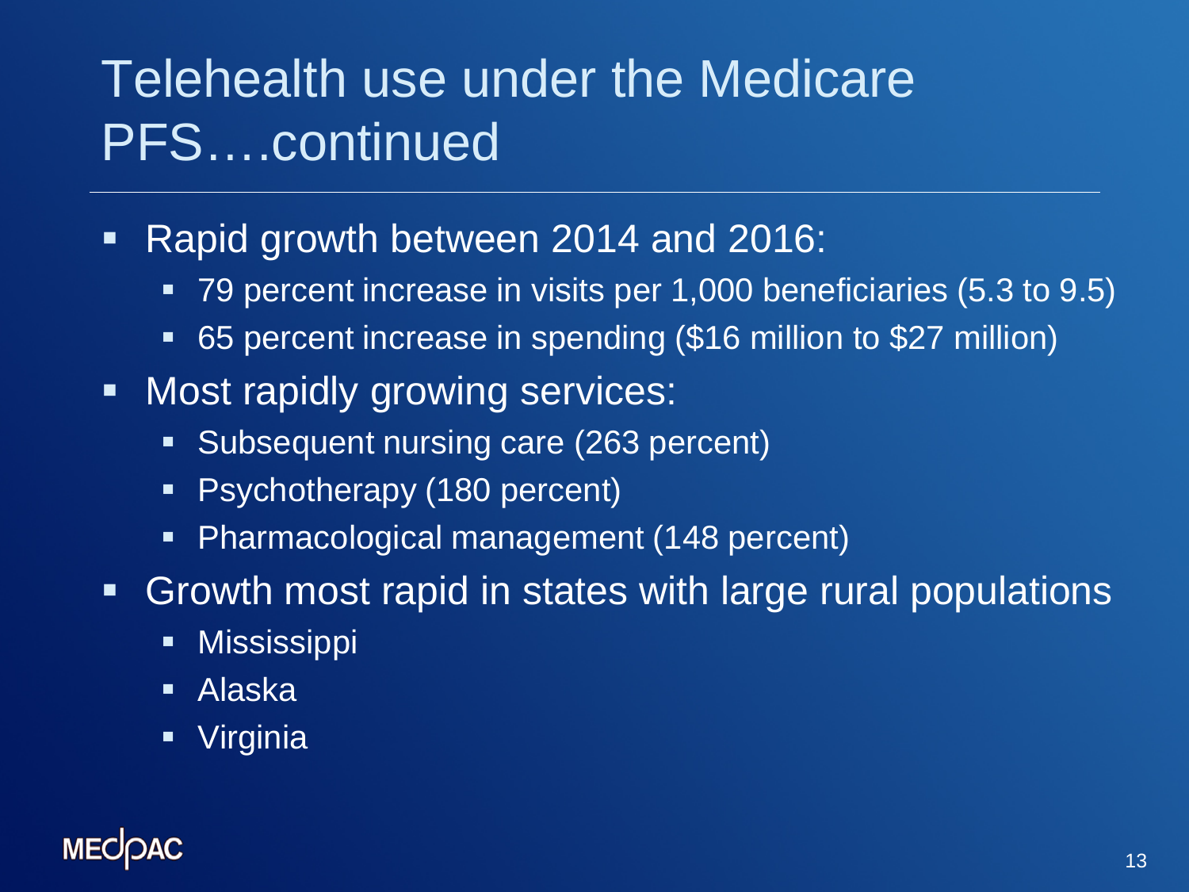# Telehealth use under the Medicare PFS….continued

- Rapid growth between 2014 and 2016:
  - 79 percent increase in visits per 1,000 beneficiaries (5.3 to 9.5)
  - 65 percent increase in spending ($16 million to $27 million)
- Most rapidly growing services:
  - Subsequent nursing care (263 percent)
  - Psychotherapy (180 percent)
  - Pharmacological management (148 percent)
- Growth most rapid in states with large rural populations
  - Mississippi
  - Alaska
  - Virginia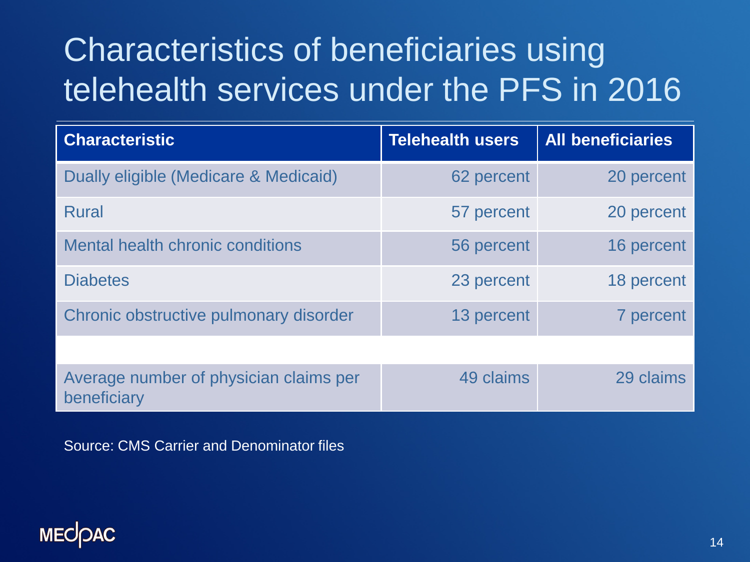# Characteristics of beneficiaries using telehealth services under the PFS in 2016

| Characteristic | Telehealth users | All beneficiaries |
|---|---|---|
| Dually eligible (Medicare & Medicaid) | 62 percent | 20 percent |
| Rural | 57 percent | 20 percent |
| Mental health chronic conditions | 56 percent | 16 percent |
| Diabetes | 23 percent | 18 percent |
| Chronic obstructive pulmonary disorder | 13 percent | 7 percent |
| | | |
| Average number of physician claims per beneficiary | 49 claims | 29 claims |

Source: CMS Carrier and Denominator files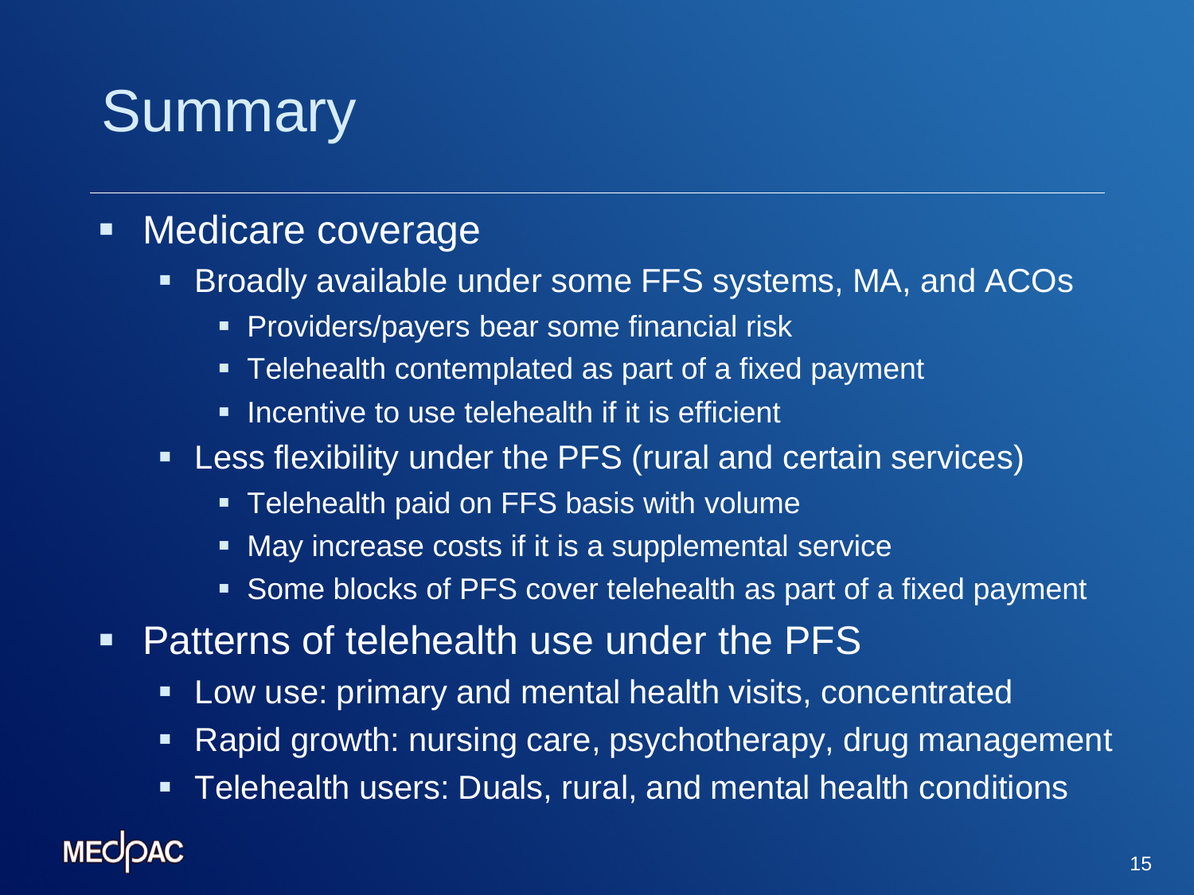# Summary

- Medicare coverage
  - Broadly available under some FFS systems, MA, and ACOs
    - Providers/payers bear some financial risk
    - Telehealth contemplated as part of a fixed payment
    - Incentive to use telehealth if it is efficient
  - Less flexibility under the PFS (rural and certain services)
    - Telehealth paid on FFS basis with volume
    - May increase costs if it is a supplemental service
    - Some blocks of PFS cover telehealth as part of a fixed payment
- Patterns of telehealth use under the PFS
  - Low use: primary and mental health visits, concentrated
  - Rapid growth: nursing care, psychotherapy, drug management
  - Telehealth users: Duals, rural, and mental health conditions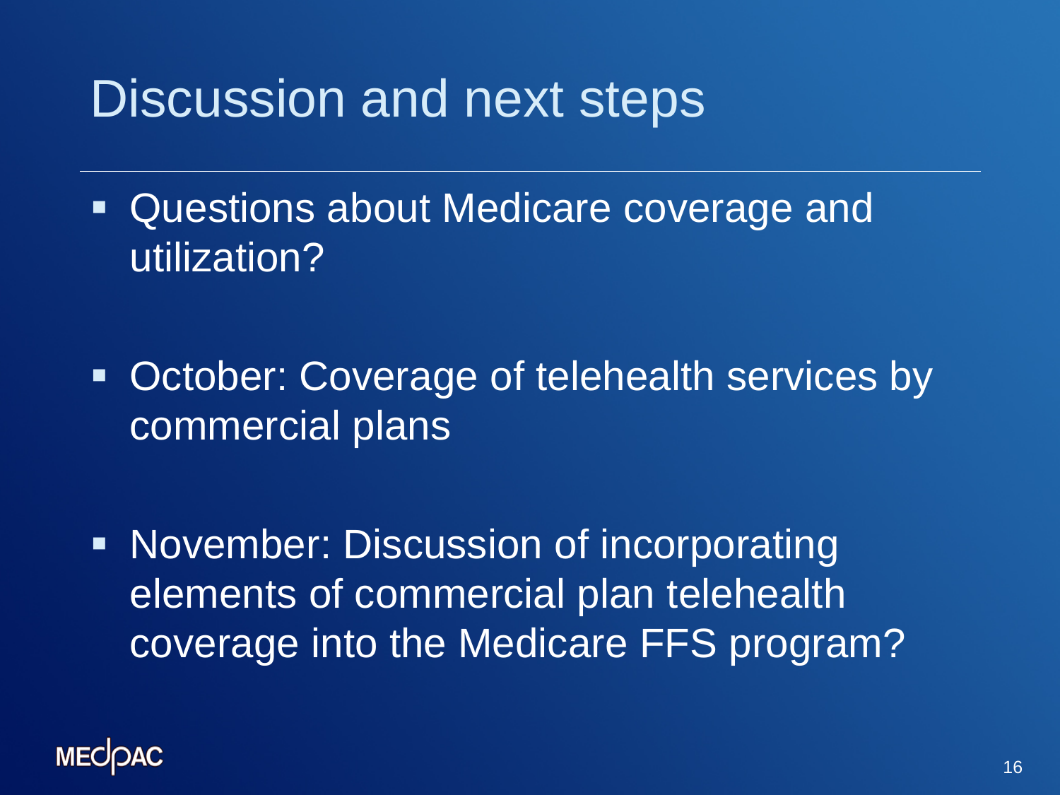# Discussion and next steps

- Questions about Medicare coverage and utilization?
- October: Coverage of telehealth services by commercial plans
- November: Discussion of incorporating elements of commercial plan telehealth coverage into the Medicare FFS program?